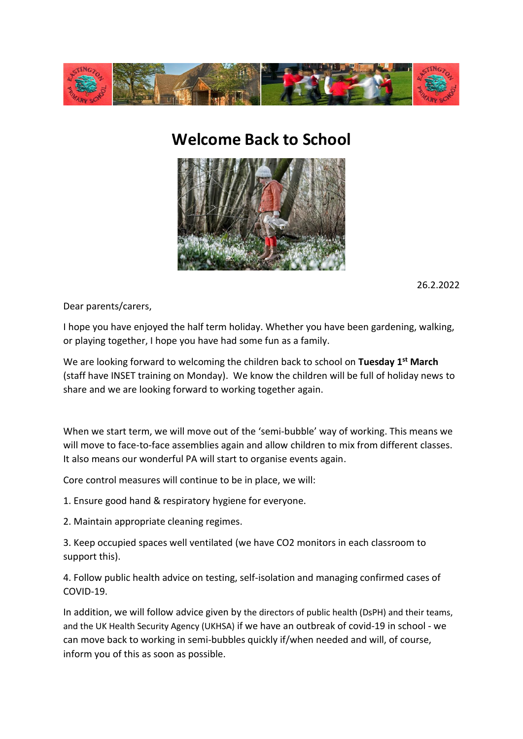# Welcome Back to School

26.2.2022

Dear parents/carers,

I hope you have enjoyed the half term holiday. Whether you have been gardening, walking, or playing together, I hope you have had some fun as a family.

We are looking forward to welcoming the children back to school on **Tuesday 1st March** (staff have INSET training on Monday). We know the children will be full of holiday news to share and we are looking forward to working together again.

When we start term, we will move out of the 'semi-bubble' way of working. This means we will move to face-to-face assemblies again and allow children to mix from different classes. It also means our wonderful PA will start to organise events again.

Core control measures will continue to be in place, we will:

1. Ensure good hand & respiratory hygiene for everyone.

2. Maintain appropriate cleaning regimes.

3. Keep occupied spaces well ventilated (we have CO2 monitors in each classroom to support this).

4. Follow public health advice on testing, self-isolation and managing confirmed cases of COVID-19.

In addition, we will follow advice given by the directors of public health (DsPH) and their teams, and the UK Health Security Agency (UKHSA) if we have an outbreak of covid-19 in school - we can move back to working in semi-bubbles quickly if/when needed and will, of course, inform you of this as soon as possible.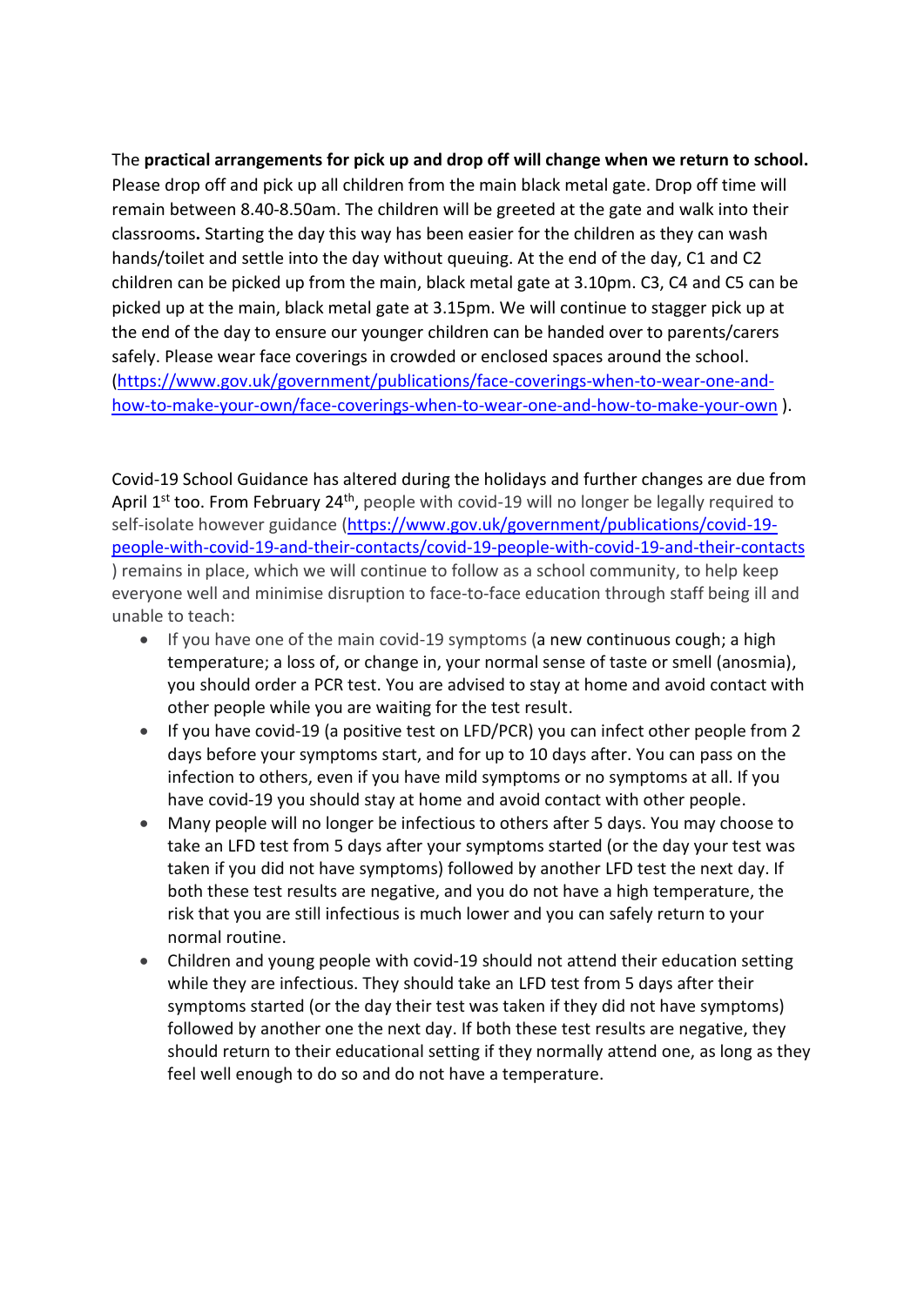The **practical arrangements for pick up and drop off will change when we return to school.** Please drop off and pick up all children from the main black metal gate. Drop off time will remain between 8.40-8.50am. The children will be greeted at the gate and walk into their classrooms**.** Starting the day this way has been easier for the children as they can wash hands/toilet and settle into the day without queuing. At the end of the day, C1 and C2 children can be picked up from the main, black metal gate at 3.10pm. C3, C4 and C5 can be picked up at the main, black metal gate at 3.15pm. We will continue to stagger pick up at the end of the day to ensure our younger children can be handed over to parents/carers safely. Please wear face coverings in crowded or enclosed spaces around the school. (https://www.gov.uk/government/publications/face-coverings-when-to-wear-one-and-how-to-make-your-own/face-coverings-when-to-wear-one-and-how-to-make-your-own ).

Covid-19 School Guidance has altered during the holidays and further changes are due from April 1st too. From February 24th, people with covid-19 will no longer be legally required to self-isolate however guidance (https://www.gov.uk/government/publications/covid-19-people-with-covid-19-and-their-contacts/covid-19-people-with-covid-19-and-their-contacts ) remains in place, which we will continue to follow as a school community, to help keep everyone well and minimise disruption to face-to-face education through staff being ill and unable to teach:

- If you have one of the main covid-19 symptoms (a new continuous cough; a high temperature; a loss of, or change in, your normal sense of taste or smell (anosmia), you should order a PCR test. You are advised to stay at home and avoid contact with other people while you are waiting for the test result.
- If you have covid-19 (a positive test on LFD/PCR) you can infect other people from 2 days before your symptoms start, and for up to 10 days after. You can pass on the infection to others, even if you have mild symptoms or no symptoms at all. If you have covid-19 you should stay at home and avoid contact with other people.
- Many people will no longer be infectious to others after 5 days. You may choose to take an LFD test from 5 days after your symptoms started (or the day your test was taken if you did not have symptoms) followed by another LFD test the next day. If both these test results are negative, and you do not have a high temperature, the risk that you are still infectious is much lower and you can safely return to your normal routine.
- Children and young people with covid-19 should not attend their education setting while they are infectious. They should take an LFD test from 5 days after their symptoms started (or the day their test was taken if they did not have symptoms) followed by another one the next day. If both these test results are negative, they should return to their educational setting if they normally attend one, as long as they feel well enough to do so and do not have a temperature.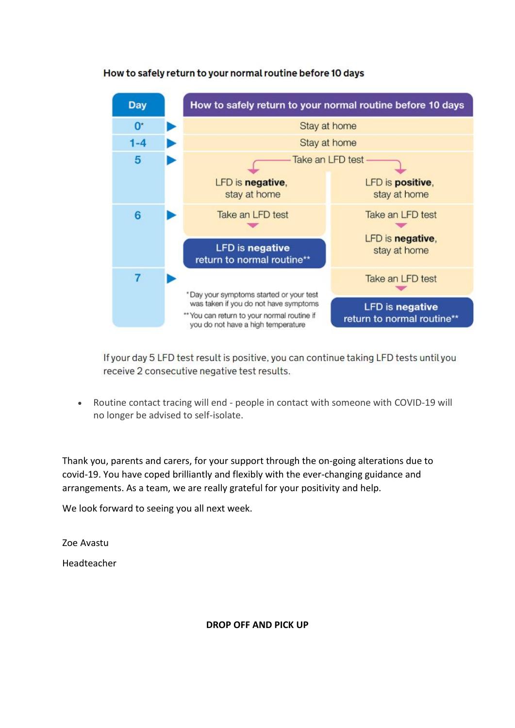**How to safely return to your normal routine before 10 days**

| Day | How to safely return to your normal routine before 10 days | |
|---|---|---|
| 0* | Stay at home | |
| 1-4 | Stay at home | |
| 5 | Take an LFD test | |
| | LFD is **negative**, stay at home | LFD is **positive**, stay at home |
| 6 | Take an LFD test | Take an LFD test |
| | **LFD is negative** return to normal routine** | LFD is **negative**, stay at home |
| 7 | | Take an LFD test |
| | | **LFD is negative** return to normal routine** |

*Day your symptoms started or your test was taken if you do not have symptoms

**You can return to your normal routine if you do not have a high temperature

If your day 5 LFD test result is positive, you can continue taking LFD tests until you receive 2 consecutive negative test results.

- Routine contact tracing will end - people in contact with someone with COVID-19 will no longer be advised to self-isolate.

Thank you, parents and carers, for your support through the on-going alterations due to covid-19. You have coped brilliantly and flexibly with the ever-changing guidance and arrangements. As a team, we are really grateful for your positivity and help.

We look forward to seeing you all next week.

Zoe Avastu

Headteacher

**DROP OFF AND PICK UP**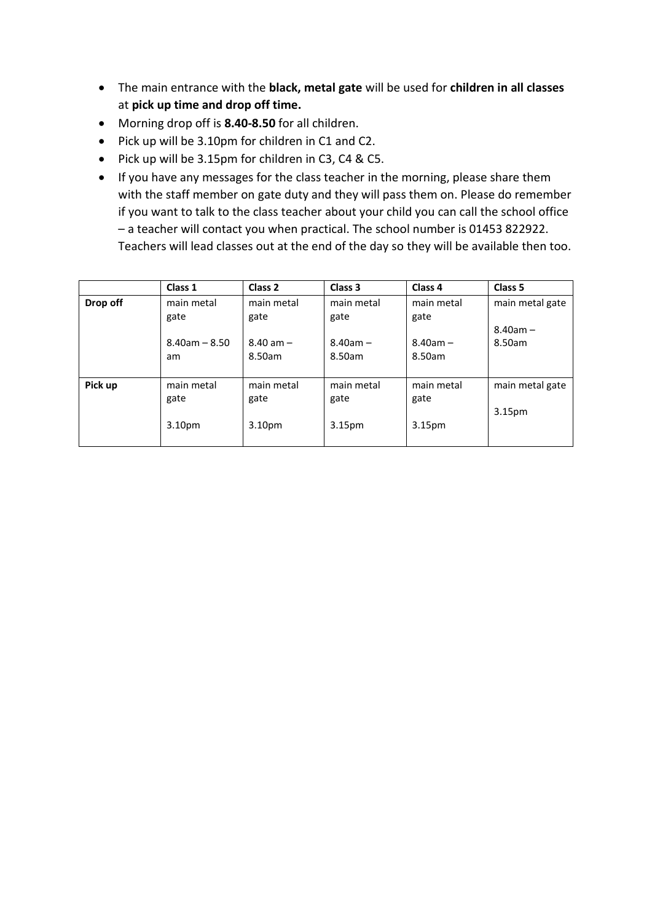- The main entrance with the **black, metal gate** will be used for **children in all classes** at **pick up time and drop off time.**
- Morning drop off is **8.40-8.50** for all children.
- Pick up will be 3.10pm for children in C1 and C2.
- Pick up will be 3.15pm for children in C3, C4 & C5.
- If you have any messages for the class teacher in the morning, please share them with the staff member on gate duty and they will pass them on. Please do remember if you want to talk to the class teacher about your child you can call the school office – a teacher will contact you when practical. The school number is 01453 822922. Teachers will lead classes out at the end of the day so they will be available then too.

| | Class 1 | Class 2 | Class 3 | Class 4 | Class 5 |
|---|---|---|---|---|---|
| **Drop off** | main metal gate 8.40am – 8.50 am | main metal gate 8.40 am – 8.50am | main metal gate 8.40am – 8.50am | main metal gate 8.40am – 8.50am | main metal gate 8.40am – 8.50am |
| **Pick up** | main metal gate 3.10pm | main metal gate 3.10pm | main metal gate 3.15pm | main metal gate 3.15pm | main metal gate 3.15pm |